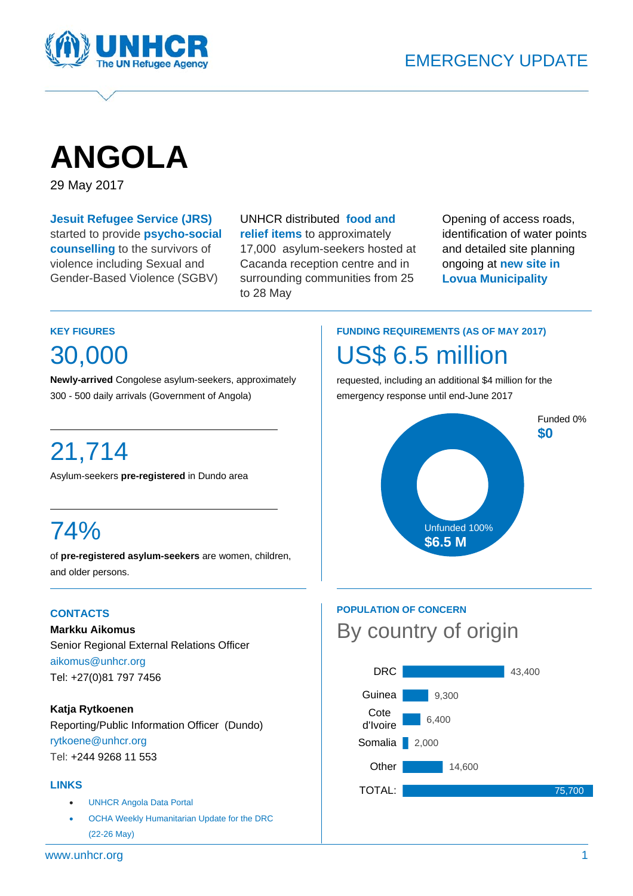EMERGENCY UPDATE

# ANGOLA

29 May 2017

**Jesuit Refugee Service (JRS)** started to provide **psycho-social counselling** to the survivors of violence including Sexual and Gender-Based Violence (SGBV)

UNHCR distributed **food and relief items** to approximately 17,000 asylum-seekers hosted at Cacanda reception centre and in surrounding communities from 25 to 28 May

Opening of access roads, identification of water points and detailed site planning ongoing at **new site in Lovua Municipality**

## KEY FIGURES

### 30,000

**Newly-arrived** Congolese asylum-seekers, approximately 300 - 500 daily arrivals (Government of Angola)

### 21,714

Asylum-seekers **pre-registered** in Dundo area

### 74%

of **pre-registered asylum-seekers** are women, children, and older persons.

## FUNDING REQUIREMENTS (AS OF MAY 2017)

### US$ 6.5 million

requested, including an additional $4 million for the emergency response until end-June 2017

Funded 0%
**$0**

Unfunded 100%
**$6.5 M**

## CONTACTS

**Markku Aikomus**
Senior Regional External Relations Officer
aikomus@unhcr.org
Tel: +27(0)81 797 7456

**Katja Rytkoenen**
Reporting/Public Information Officer (Dundo)
rytkoene@unhcr.org
Tel: +244 9268 11 553

## LINKS

- UNHCR Angola Data Portal
- OCHA Weekly Humanitarian Update for the DRC (22-26 May)

## POPULATION OF CONCERN

### By country of origin

| Country | Population |
|---|---|
| DRC | 43,400 |
| Guinea | 9,300 |
| Cote d'Ivoire | 6,400 |
| Somalia | 2,000 |
| Other | 14,600 |
| TOTAL: | 75,700 |

www.unhcr.org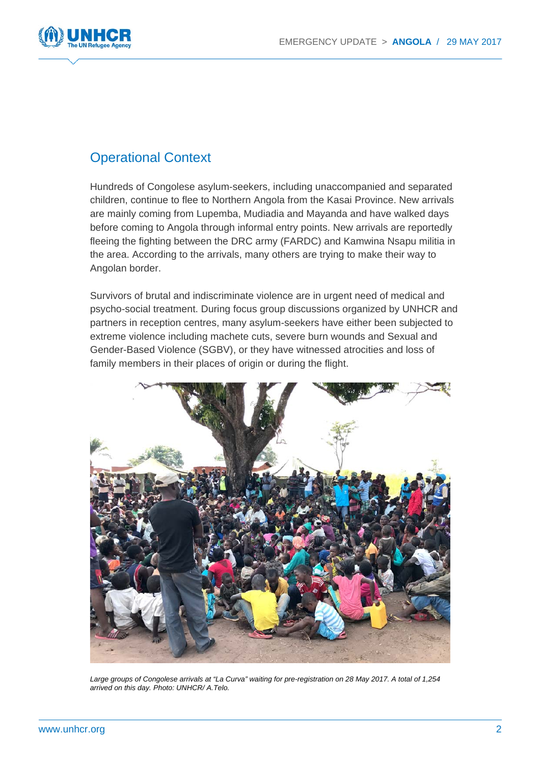## Operational Context

Hundreds of Congolese asylum-seekers, including unaccompanied and separated children, continue to flee to Northern Angola from the Kasai Province. New arrivals are mainly coming from Lupemba, Mudiadia and Mayanda and have walked days before coming to Angola through informal entry points. New arrivals are reportedly fleeing the fighting between the DRC army (FARDC) and Kamwina Nsapu militia in the area. According to the arrivals, many others are trying to make their way to Angolan border.

Survivors of brutal and indiscriminate violence are in urgent need of medical and psycho-social treatment. During focus group discussions organized by UNHCR and partners in reception centres, many asylum-seekers have either been subjected to extreme violence including machete cuts, severe burn wounds and Sexual and Gender-Based Violence (SGBV), or they have witnessed atrocities and loss of family members in their places of origin or during the flight.

*Large groups of Congolese arrivals at "La Curva" waiting for pre-registration on 28 May 2017. A total of 1,254 arrived on this day. Photo: UNHCR/ A.Telo.*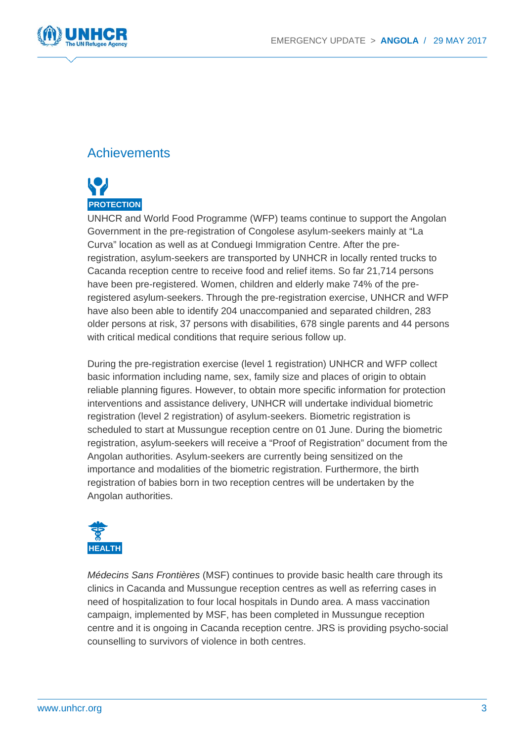## Achievements

**PROTECTION**

UNHCR and World Food Programme (WFP) teams continue to support the Angolan Government in the pre-registration of Congolese asylum-seekers mainly at "La Curva" location as well as at Conduegi Immigration Centre. After the pre-registration, asylum-seekers are transported by UNHCR in locally rented trucks to Cacanda reception centre to receive food and relief items. So far 21,714 persons have been pre-registered. Women, children and elderly make 74% of the pre-registered asylum-seekers. Through the pre-registration exercise, UNHCR and WFP have also been able to identify 204 unaccompanied and separated children, 283 older persons at risk, 37 persons with disabilities, 678 single parents and 44 persons with critical medical conditions that require serious follow up.

During the pre-registration exercise (level 1 registration) UNHCR and WFP collect basic information including name, sex, family size and places of origin to obtain reliable planning figures. However, to obtain more specific information for protection interventions and assistance delivery, UNHCR will undertake individual biometric registration (level 2 registration) of asylum-seekers. Biometric registration is scheduled to start at Mussungue reception centre on 01 June. During the biometric registration, asylum-seekers will receive a "Proof of Registration" document from the Angolan authorities. Asylum-seekers are currently being sensitized on the importance and modalities of the biometric registration. Furthermore, the birth registration of babies born in two reception centres will be undertaken by the Angolan authorities.

**HEALTH**

*Médecins Sans Frontières* (MSF) continues to provide basic health care through its clinics in Cacanda and Mussungue reception centres as well as referring cases in need of hospitalization to four local hospitals in Dundo area. A mass vaccination campaign, implemented by MSF, has been completed in Mussungue reception centre and it is ongoing in Cacanda reception centre. JRS is providing psycho-social counselling to survivors of violence in both centres.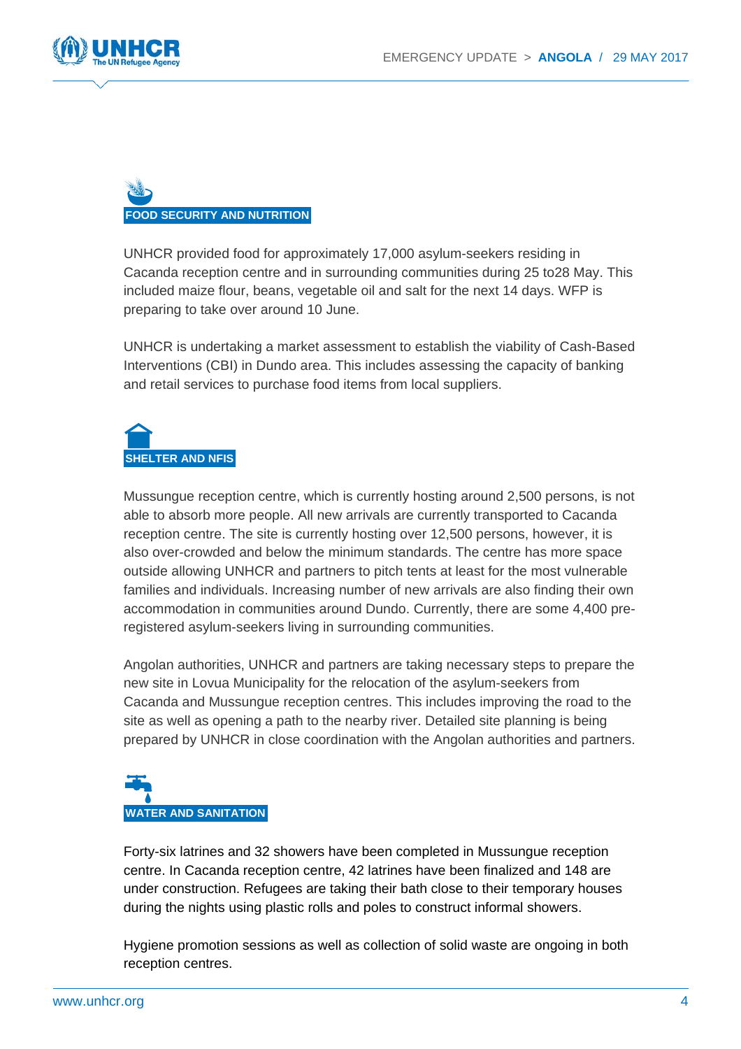## FOOD SECURITY AND NUTRITION

UNHCR provided food for approximately 17,000 asylum-seekers residing in Cacanda reception centre and in surrounding communities during 25 to28 May. This included maize flour, beans, vegetable oil and salt for the next 14 days. WFP is preparing to take over around 10 June.

UNHCR is undertaking a market assessment to establish the viability of Cash-Based Interventions (CBI) in Dundo area. This includes assessing the capacity of banking and retail services to purchase food items from local suppliers.

## SHELTER AND NFIS

Mussungue reception centre, which is currently hosting around 2,500 persons, is not able to absorb more people. All new arrivals are currently transported to Cacanda reception centre. The site is currently hosting over 12,500 persons, however, it is also over-crowded and below the minimum standards. The centre has more space outside allowing UNHCR and partners to pitch tents at least for the most vulnerable families and individuals. Increasing number of new arrivals are also finding their own accommodation in communities around Dundo. Currently, there are some 4,400 pre-registered asylum-seekers living in surrounding communities.

Angolan authorities, UNHCR and partners are taking necessary steps to prepare the new site in Lovua Municipality for the relocation of the asylum-seekers from Cacanda and Mussungue reception centres. This includes improving the road to the site as well as opening a path to the nearby river. Detailed site planning is being prepared by UNHCR in close coordination with the Angolan authorities and partners.

## WATER AND SANITATION

Forty-six latrines and 32 showers have been completed in Mussungue reception centre. In Cacanda reception centre, 42 latrines have been finalized and 148 are under construction. Refugees are taking their bath close to their temporary houses during the nights using plastic rolls and poles to construct informal showers.

Hygiene promotion sessions as well as collection of solid waste are ongoing in both reception centres.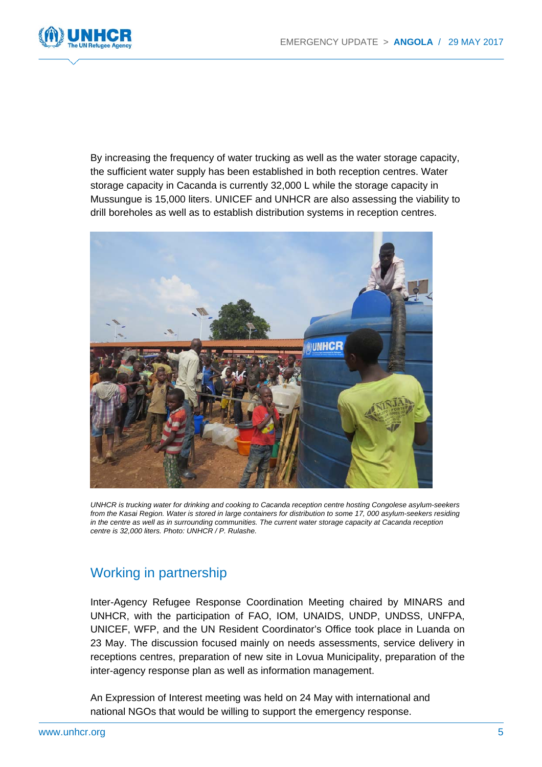By increasing the frequency of water trucking as well as the water storage capacity, the sufficient water supply has been established in both reception centres. Water storage capacity in Cacanda is currently 32,000 L while the storage capacity in Mussungue is 15,000 liters. UNICEF and UNHCR are also assessing the viability to drill boreholes as well as to establish distribution systems in reception centres.

*UNHCR is trucking water for drinking and cooking to Cacanda reception centre hosting Congolese asylum-seekers from the Kasai Region. Water is stored in large containers for distribution to some 17, 000 asylum-seekers residing in the centre as well as in surrounding communities. The current water storage capacity at Cacanda reception centre is 32,000 liters. Photo: UNHCR / P. Rulashe.*

## Working in partnership

Inter-Agency Refugee Response Coordination Meeting chaired by MINARS and UNHCR, with the participation of FAO, IOM, UNAIDS, UNDP, UNDSS, UNFPA, UNICEF, WFP, and the UN Resident Coordinator's Office took place in Luanda on 23 May. The discussion focused mainly on needs assessments, service delivery in receptions centres, preparation of new site in Lovua Municipality, preparation of the inter-agency response plan as well as information management.

An Expression of Interest meeting was held on 24 May with international and national NGOs that would be willing to support the emergency response.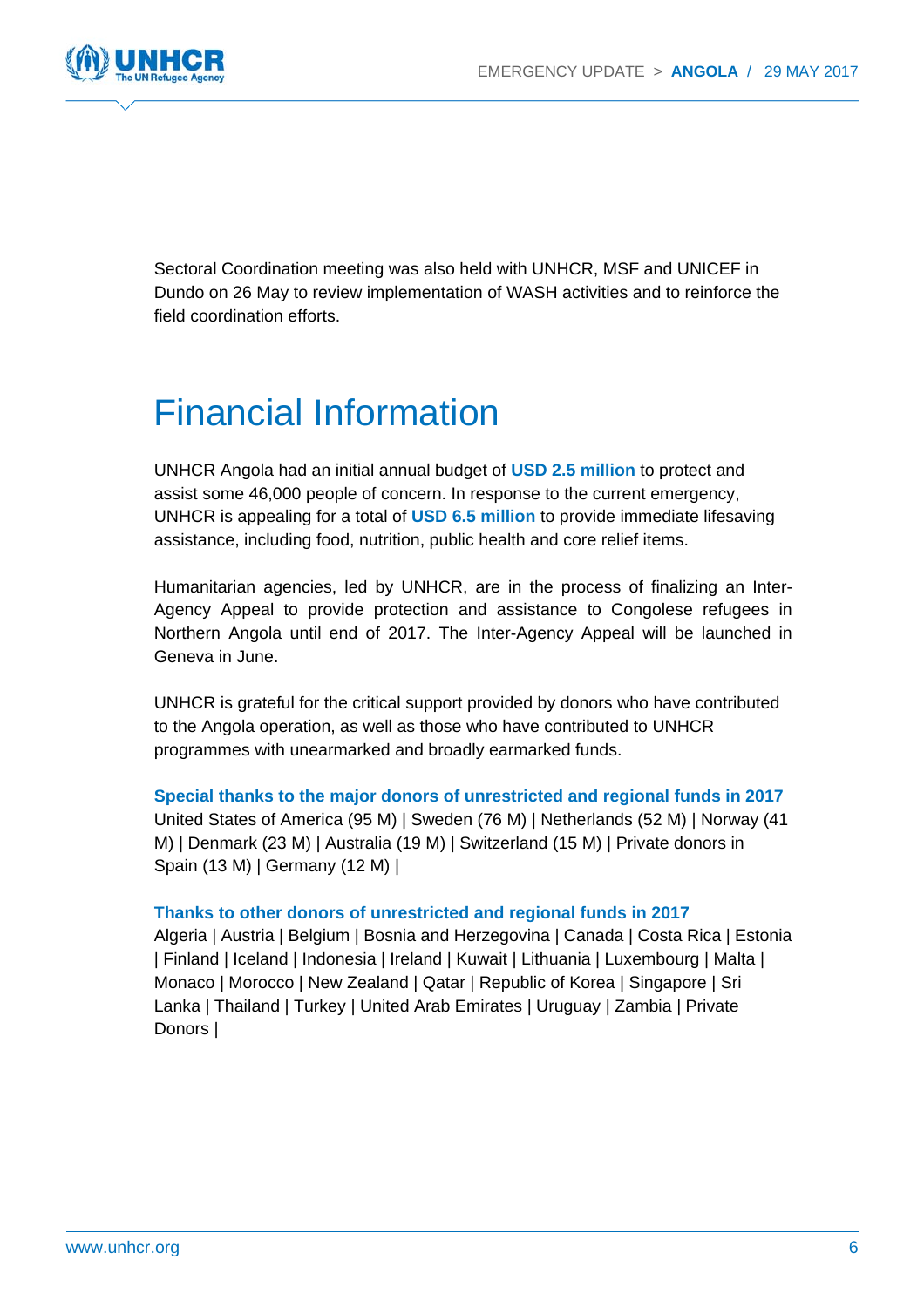Sectoral Coordination meeting was also held with UNHCR, MSF and UNICEF in Dundo on 26 May to review implementation of WASH activities and to reinforce the field coordination efforts.

# Financial Information

UNHCR Angola had an initial annual budget of **USD 2.5 million** to protect and assist some 46,000 people of concern. In response to the current emergency, UNHCR is appealing for a total of **USD 6.5 million** to provide immediate lifesaving assistance, including food, nutrition, public health and core relief items.

Humanitarian agencies, led by UNHCR, are in the process of finalizing an Inter-Agency Appeal to provide protection and assistance to Congolese refugees in Northern Angola until end of 2017. The Inter-Agency Appeal will be launched in Geneva in June.

UNHCR is grateful for the critical support provided by donors who have contributed to the Angola operation, as well as those who have contributed to UNHCR programmes with unearmarked and broadly earmarked funds.

**Special thanks to the major donors of unrestricted and regional funds in 2017**
United States of America (95 M) | Sweden (76 M) | Netherlands (52 M) | Norway (41 M) | Denmark (23 M) | Australia (19 M) | Switzerland (15 M) | Private donors in Spain (13 M) | Germany (12 M) |

**Thanks to other donors of unrestricted and regional funds in 2017**
Algeria | Austria | Belgium | Bosnia and Herzegovina | Canada | Costa Rica | Estonia | Finland | Iceland | Indonesia | Ireland | Kuwait | Lithuania | Luxembourg | Malta | Monaco | Morocco | New Zealand | Qatar | Republic of Korea | Singapore | Sri Lanka | Thailand | Turkey | United Arab Emirates | Uruguay | Zambia | Private Donors |